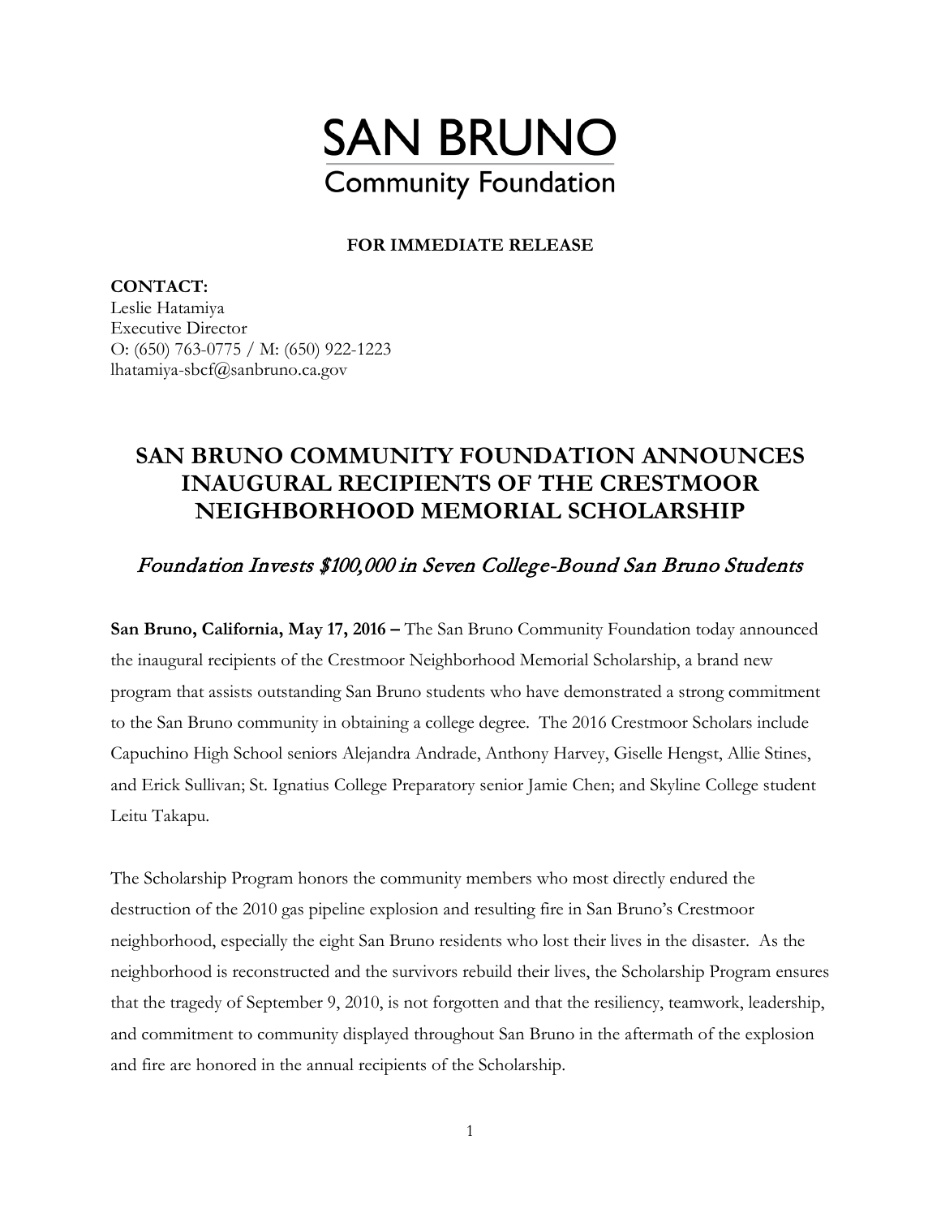# SAN BRUNO
## Community Foundation

**FOR IMMEDIATE RELEASE**

**CONTACT:**
Leslie Hatamiya
Executive Director
O: (650) 763-0775 / M: (650) 922-1223
lhatamiya-sbcf@sanbruno.ca.gov

## SAN BRUNO COMMUNITY FOUNDATION ANNOUNCES INAUGURAL RECIPIENTS OF THE CRESTMOOR NEIGHBORHOOD MEMORIAL SCHOLARSHIP

### *Foundation Invests $100,000 in Seven College-Bound San Bruno Students*

**San Bruno, California, May 17, 2016 –** The San Bruno Community Foundation today announced the inaugural recipients of the Crestmoor Neighborhood Memorial Scholarship, a brand new program that assists outstanding San Bruno students who have demonstrated a strong commitment to the San Bruno community in obtaining a college degree. The 2016 Crestmoor Scholars include Capuchino High School seniors Alejandra Andrade, Anthony Harvey, Giselle Hengst, Allie Stines, and Erick Sullivan; St. Ignatius College Preparatory senior Jamie Chen; and Skyline College student Leitu Takapu.

The Scholarship Program honors the community members who most directly endured the destruction of the 2010 gas pipeline explosion and resulting fire in San Bruno's Crestmoor neighborhood, especially the eight San Bruno residents who lost their lives in the disaster. As the neighborhood is reconstructed and the survivors rebuild their lives, the Scholarship Program ensures that the tragedy of September 9, 2010, is not forgotten and that the resiliency, teamwork, leadership, and commitment to community displayed throughout San Bruno in the aftermath of the explosion and fire are honored in the annual recipients of the Scholarship.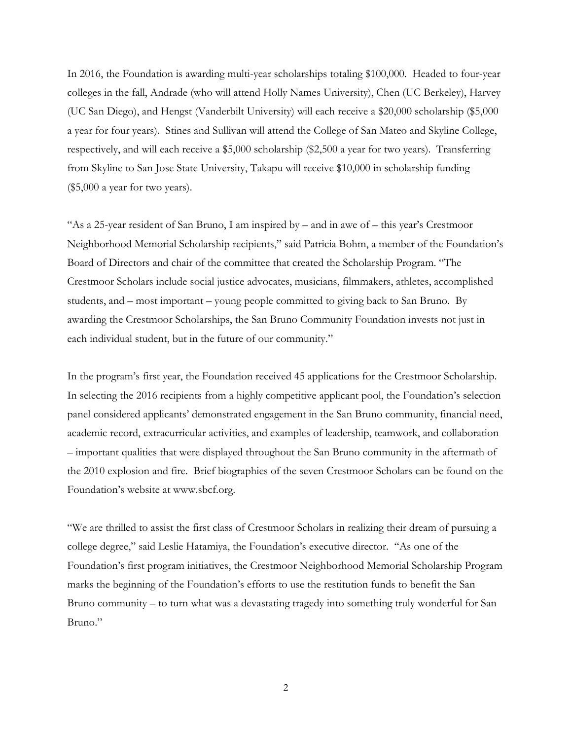In 2016, the Foundation is awarding multi-year scholarships totaling $100,000. Headed to four-year colleges in the fall, Andrade (who will attend Holly Names University), Chen (UC Berkeley), Harvey (UC San Diego), and Hengst (Vanderbilt University) will each receive a $20,000 scholarship ($5,000 a year for four years). Stines and Sullivan will attend the College of San Mateo and Skyline College, respectively, and will each receive a $5,000 scholarship ($2,500 a year for two years). Transferring from Skyline to San Jose State University, Takapu will receive $10,000 in scholarship funding ($5,000 a year for two years).

"As a 25-year resident of San Bruno, I am inspired by – and in awe of – this year's Crestmoor Neighborhood Memorial Scholarship recipients," said Patricia Bohm, a member of the Foundation's Board of Directors and chair of the committee that created the Scholarship Program. "The Crestmoor Scholars include social justice advocates, musicians, filmmakers, athletes, accomplished students, and – most important – young people committed to giving back to San Bruno. By awarding the Crestmoor Scholarships, the San Bruno Community Foundation invests not just in each individual student, but in the future of our community."

In the program's first year, the Foundation received 45 applications for the Crestmoor Scholarship. In selecting the 2016 recipients from a highly competitive applicant pool, the Foundation's selection panel considered applicants' demonstrated engagement in the San Bruno community, financial need, academic record, extracurricular activities, and examples of leadership, teamwork, and collaboration – important qualities that were displayed throughout the San Bruno community in the aftermath of the 2010 explosion and fire. Brief biographies of the seven Crestmoor Scholars can be found on the Foundation's website at www.sbcf.org.

"We are thrilled to assist the first class of Crestmoor Scholars in realizing their dream of pursuing a college degree," said Leslie Hatamiya, the Foundation's executive director. "As one of the Foundation's first program initiatives, the Crestmoor Neighborhood Memorial Scholarship Program marks the beginning of the Foundation's efforts to use the restitution funds to benefit the San Bruno community – to turn what was a devastating tragedy into something truly wonderful for San Bruno."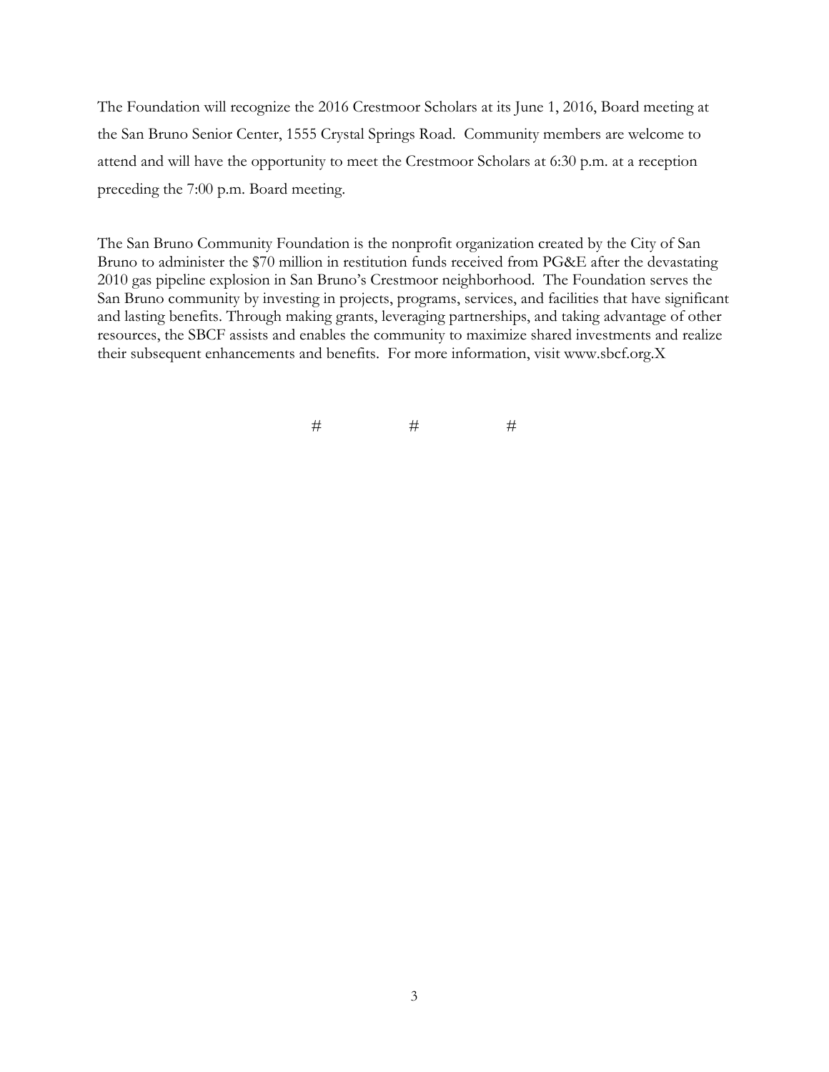The Foundation will recognize the 2016 Crestmoor Scholars at its June 1, 2016, Board meeting at the San Bruno Senior Center, 1555 Crystal Springs Road. Community members are welcome to attend and will have the opportunity to meet the Crestmoor Scholars at 6:30 p.m. at a reception preceding the 7:00 p.m. Board meeting.

The San Bruno Community Foundation is the nonprofit organization created by the City of San Bruno to administer the $70 million in restitution funds received from PG&E after the devastating 2010 gas pipeline explosion in San Bruno's Crestmoor neighborhood. The Foundation serves the San Bruno community by investing in projects, programs, services, and facilities that have significant and lasting benefits. Through making grants, leveraging partnerships, and taking advantage of other resources, the SBCF assists and enables the community to maximize shared investments and realize their subsequent enhancements and benefits. For more information, visit www.sbcf.org.X

# # #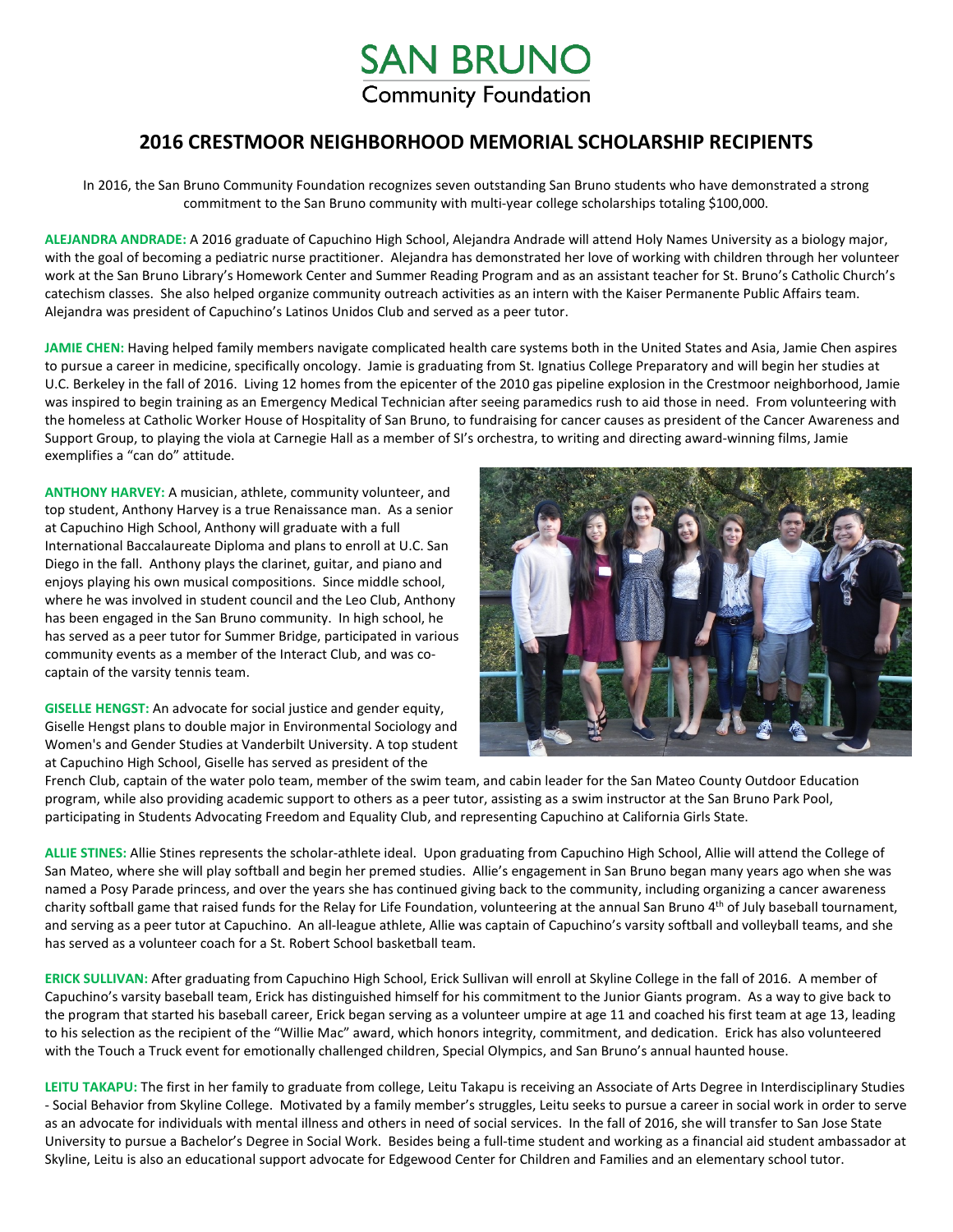# SAN BRUNO
Community Foundation

## 2016 CRESTMOOR NEIGHBORHOOD MEMORIAL SCHOLARSHIP RECIPIENTS

In 2016, the San Bruno Community Foundation recognizes seven outstanding San Bruno students who have demonstrated a strong commitment to the San Bruno community with multi-year college scholarships totaling $100,000.

**ALEJANDRA ANDRADE:** A 2016 graduate of Capuchino High School, Alejandra Andrade will attend Holy Names University as a biology major, with the goal of becoming a pediatric nurse practitioner. Alejandra has demonstrated her love of working with children through her volunteer work at the San Bruno Library's Homework Center and Summer Reading Program and as an assistant teacher for St. Bruno's Catholic Church's catechism classes. She also helped organize community outreach activities as an intern with the Kaiser Permanente Public Affairs team. Alejandra was president of Capuchino's Latinos Unidos Club and served as a peer tutor.

**JAMIE CHEN:** Having helped family members navigate complicated health care systems both in the United States and Asia, Jamie Chen aspires to pursue a career in medicine, specifically oncology. Jamie is graduating from St. Ignatius College Preparatory and will begin her studies at U.C. Berkeley in the fall of 2016. Living 12 homes from the epicenter of the 2010 gas pipeline explosion in the Crestmoor neighborhood, Jamie was inspired to begin training as an Emergency Medical Technician after seeing paramedics rush to aid those in need. From volunteering with the homeless at Catholic Worker House of Hospitality of San Bruno, to fundraising for cancer causes as president of the Cancer Awareness and Support Group, to playing the viola at Carnegie Hall as a member of SI's orchestra, to writing and directing award-winning films, Jamie exemplifies a "can do" attitude.

**ANTHONY HARVEY:** A musician, athlete, community volunteer, and top student, Anthony Harvey is a true Renaissance man. As a senior at Capuchino High School, Anthony will graduate with a full International Baccalaureate Diploma and plans to enroll at U.C. San Diego in the fall. Anthony plays the clarinet, guitar, and piano and enjoys playing his own musical compositions. Since middle school, where he was involved in student council and the Leo Club, Anthony has been engaged in the San Bruno community. In high school, he has served as a peer tutor for Summer Bridge, participated in various community events as a member of the Interact Club, and was co-captain of the varsity tennis team.

**GISELLE HENGST:** An advocate for social justice and gender equity, Giselle Hengst plans to double major in Environmental Sociology and Women's and Gender Studies at Vanderbilt University. A top student at Capuchino High School, Giselle has served as president of the French Club, captain of the water polo team, member of the swim team, and cabin leader for the San Mateo County Outdoor Education program, while also providing academic support to others as a peer tutor, assisting as a swim instructor at the San Bruno Park Pool, participating in Students Advocating Freedom and Equality Club, and representing Capuchino at California Girls State.

**ALLIE STINES:** Allie Stines represents the scholar-athlete ideal. Upon graduating from Capuchino High School, Allie will attend the College of San Mateo, where she will play softball and begin her premed studies. Allie's engagement in San Bruno began many years ago when she was named a Posy Parade princess, and over the years she has continued giving back to the community, including organizing a cancer awareness charity softball game that raised funds for the Relay for Life Foundation, volunteering at the annual San Bruno 4th of July baseball tournament, and serving as a peer tutor at Capuchino. An all-league athlete, Allie was captain of Capuchino's varsity softball and volleyball teams, and she has served as a volunteer coach for a St. Robert School basketball team.

**ERICK SULLIVAN:** After graduating from Capuchino High School, Erick Sullivan will enroll at Skyline College in the fall of 2016. A member of Capuchino's varsity baseball team, Erick has distinguished himself for his commitment to the Junior Giants program. As a way to give back to the program that started his baseball career, Erick began serving as a volunteer umpire at age 11 and coached his first team at age 13, leading to his selection as the recipient of the "Willie Mac" award, which honors integrity, commitment, and dedication. Erick has also volunteered with the Touch a Truck event for emotionally challenged children, Special Olympics, and San Bruno's annual haunted house.

**LEITU TAKAPU:** The first in her family to graduate from college, Leitu Takapu is receiving an Associate of Arts Degree in Interdisciplinary Studies - Social Behavior from Skyline College. Motivated by a family member's struggles, Leitu seeks to pursue a career in social work in order to serve as an advocate for individuals with mental illness and others in need of social services. In the fall of 2016, she will transfer to San Jose State University to pursue a Bachelor's Degree in Social Work. Besides being a full-time student and working as a financial aid student ambassador at Skyline, Leitu is also an educational support advocate for Edgewood Center for Children and Families and an elementary school tutor.